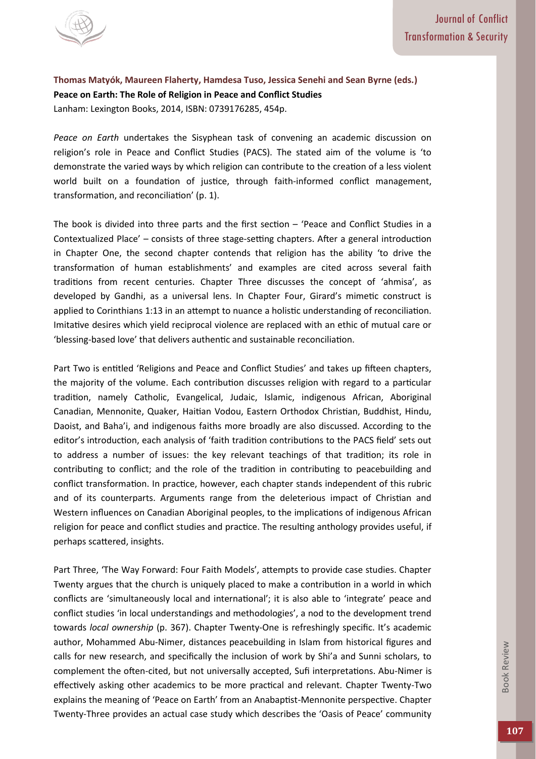**Thomas Matyók, Maureen Flaherty, Hamdesa Tuso, Jessica Senehi and Sean Byrne (eds.)**
**Peace on Earth: The Role of Religion in Peace and Conflict Studies**
Lanham: Lexington Books, 2014, ISBN: 0739176285, 454p.

*Peace on Earth* undertakes the Sisyphean task of convening an academic discussion on religion's role in Peace and Conflict Studies (PACS). The stated aim of the volume is 'to demonstrate the varied ways by which religion can contribute to the creation of a less violent world built on a foundation of justice, through faith-informed conflict management, transformation, and reconciliation' (p. 1).

The book is divided into three parts and the first section – 'Peace and Conflict Studies in a Contextualized Place' – consists of three stage-setting chapters. After a general introduction in Chapter One, the second chapter contends that religion has the ability 'to drive the transformation of human establishments' and examples are cited across several faith traditions from recent centuries. Chapter Three discusses the concept of 'ahmisa', as developed by Gandhi, as a universal lens. In Chapter Four, Girard's mimetic construct is applied to Corinthians 1:13 in an attempt to nuance a holistic understanding of reconciliation. Imitative desires which yield reciprocal violence are replaced with an ethic of mutual care or 'blessing-based love' that delivers authentic and sustainable reconciliation.

Part Two is entitled 'Religions and Peace and Conflict Studies' and takes up fifteen chapters, the majority of the volume. Each contribution discusses religion with regard to a particular tradition, namely Catholic, Evangelical, Judaic, Islamic, indigenous African, Aboriginal Canadian, Mennonite, Quaker, Haitian Vodou, Eastern Orthodox Christian, Buddhist, Hindu, Daoist, and Baha'i, and indigenous faiths more broadly are also discussed. According to the editor's introduction, each analysis of 'faith tradition contributions to the PACS field' sets out to address a number of issues: the key relevant teachings of that tradition; its role in contributing to conflict; and the role of the tradition in contributing to peacebuilding and conflict transformation. In practice, however, each chapter stands independent of this rubric and of its counterparts. Arguments range from the deleterious impact of Christian and Western influences on Canadian Aboriginal peoples, to the implications of indigenous African religion for peace and conflict studies and practice. The resulting anthology provides useful, if perhaps scattered, insights.

Part Three, 'The Way Forward: Four Faith Models', attempts to provide case studies. Chapter Twenty argues that the church is uniquely placed to make a contribution in a world in which conflicts are 'simultaneously local and international'; it is also able to 'integrate' peace and conflict studies 'in local understandings and methodologies', a nod to the development trend towards *local ownership* (p. 367). Chapter Twenty-One is refreshingly specific. It's academic author, Mohammed Abu-Nimer, distances peacebuilding in Islam from historical figures and calls for new research, and specifically the inclusion of work by Shi'a and Sunni scholars, to complement the often-cited, but not universally accepted, Sufi interpretations. Abu-Nimer is effectively asking other academics to be more practical and relevant. Chapter Twenty-Two explains the meaning of 'Peace on Earth' from an Anabaptist-Mennonite perspective. Chapter Twenty-Three provides an actual case study which describes the 'Oasis of Peace' community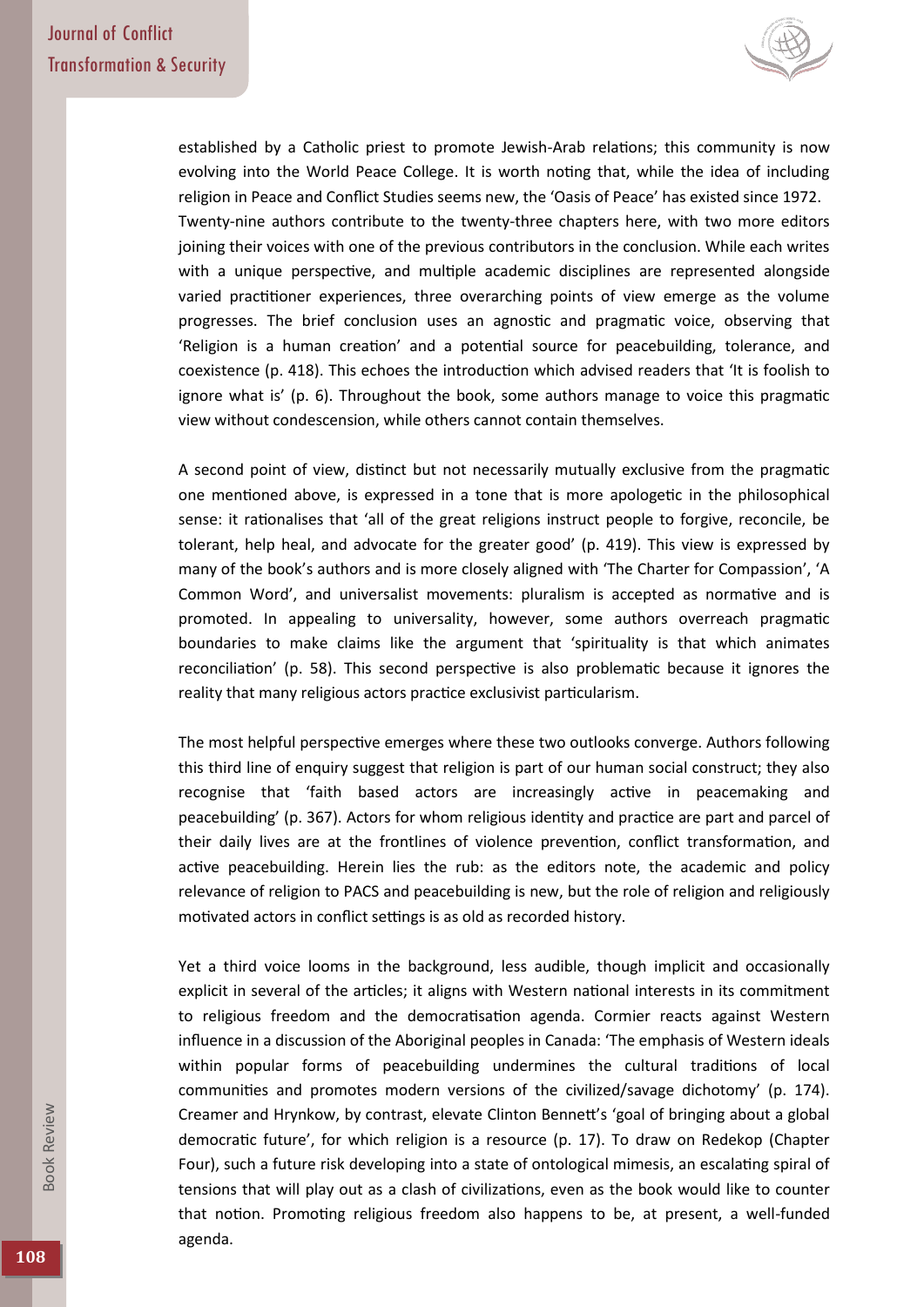established by a Catholic priest to promote Jewish-Arab relations; this community is now evolving into the World Peace College. It is worth noting that, while the idea of including religion in Peace and Conflict Studies seems new, the 'Oasis of Peace' has existed since 1972. Twenty-nine authors contribute to the twenty-three chapters here, with two more editors joining their voices with one of the previous contributors in the conclusion. While each writes with a unique perspective, and multiple academic disciplines are represented alongside varied practitioner experiences, three overarching points of view emerge as the volume progresses. The brief conclusion uses an agnostic and pragmatic voice, observing that 'Religion is a human creation' and a potential source for peacebuilding, tolerance, and coexistence (p. 418). This echoes the introduction which advised readers that 'It is foolish to ignore what is' (p. 6). Throughout the book, some authors manage to voice this pragmatic view without condescension, while others cannot contain themselves.

A second point of view, distinct but not necessarily mutually exclusive from the pragmatic one mentioned above, is expressed in a tone that is more apologetic in the philosophical sense: it rationalises that 'all of the great religions instruct people to forgive, reconcile, be tolerant, help heal, and advocate for the greater good' (p. 419). This view is expressed by many of the book's authors and is more closely aligned with 'The Charter for Compassion', 'A Common Word', and universalist movements: pluralism is accepted as normative and is promoted. In appealing to universality, however, some authors overreach pragmatic boundaries to make claims like the argument that 'spirituality is that which animates reconciliation' (p. 58). This second perspective is also problematic because it ignores the reality that many religious actors practice exclusivist particularism.

The most helpful perspective emerges where these two outlooks converge. Authors following this third line of enquiry suggest that religion is part of our human social construct; they also recognise that 'faith based actors are increasingly active in peacemaking and peacebuilding' (p. 367). Actors for whom religious identity and practice are part and parcel of their daily lives are at the frontlines of violence prevention, conflict transformation, and active peacebuilding. Herein lies the rub: as the editors note, the academic and policy relevance of religion to PACS and peacebuilding is new, but the role of religion and religiously motivated actors in conflict settings is as old as recorded history.

Yet a third voice looms in the background, less audible, though implicit and occasionally explicit in several of the articles; it aligns with Western national interests in its commitment to religious freedom and the democratisation agenda. Cormier reacts against Western influence in a discussion of the Aboriginal peoples in Canada: 'The emphasis of Western ideals within popular forms of peacebuilding undermines the cultural traditions of local communities and promotes modern versions of the civilized/savage dichotomy' (p. 174). Creamer and Hrynkow, by contrast, elevate Clinton Bennett's 'goal of bringing about a global democratic future', for which religion is a resource (p. 17). To draw on Redekop (Chapter Four), such a future risk developing into a state of ontological mimesis, an escalating spiral of tensions that will play out as a clash of civilizations, even as the book would like to counter that notion. Promoting religious freedom also happens to be, at present, a well-funded agenda.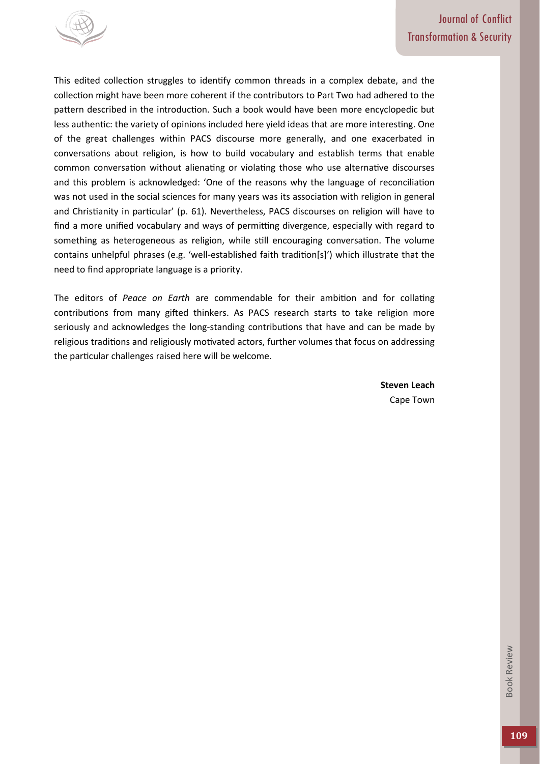This edited collection struggles to identify common threads in a complex debate, and the collection might have been more coherent if the contributors to Part Two had adhered to the pattern described in the introduction. Such a book would have been more encyclopedic but less authentic: the variety of opinions included here yield ideas that are more interesting. One of the great challenges within PACS discourse more generally, and one exacerbated in conversations about religion, is how to build vocabulary and establish terms that enable common conversation without alienating or violating those who use alternative discourses and this problem is acknowledged: 'One of the reasons why the language of reconciliation was not used in the social sciences for many years was its association with religion in general and Christianity in particular' (p. 61). Nevertheless, PACS discourses on religion will have to find a more unified vocabulary and ways of permitting divergence, especially with regard to something as heterogeneous as religion, while still encouraging conversation. The volume contains unhelpful phrases (e.g. 'well-established faith tradition[s]') which illustrate that the need to find appropriate language is a priority.

The editors of *Peace on Earth* are commendable for their ambition and for collating contributions from many gifted thinkers. As PACS research starts to take religion more seriously and acknowledges the long-standing contributions that have and can be made by religious traditions and religiously motivated actors, further volumes that focus on addressing the particular challenges raised here will be welcome.

**Steven Leach**
Cape Town